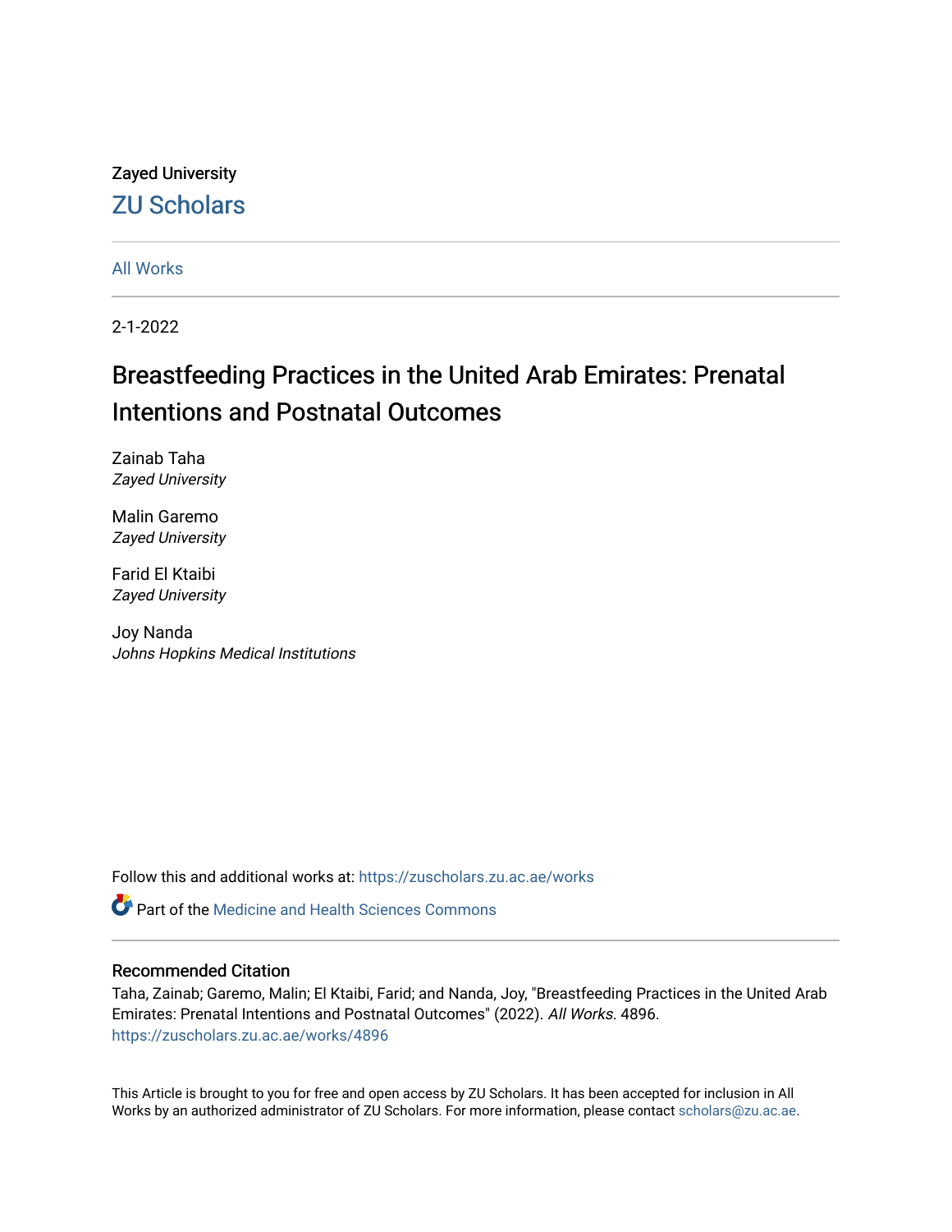Zayed University

ZU Scholars

All Works

2-1-2022

# Breastfeeding Practices in the United Arab Emirates: Prenatal Intentions and Postnatal Outcomes

Zainab Taha
*Zayed University*

Malin Garemo
*Zayed University*

Farid El Ktaibi
*Zayed University*

Joy Nanda
*Johns Hopkins Medical Institutions*

Follow this and additional works at: https://zuscholars.zu.ac.ae/works

Part of the Medicine and Health Sciences Commons

## Recommended Citation

Taha, Zainab; Garemo, Malin; El Ktaibi, Farid; and Nanda, Joy, "Breastfeeding Practices in the United Arab Emirates: Prenatal Intentions and Postnatal Outcomes" (2022). *All Works*. 4896.
https://zuscholars.zu.ac.ae/works/4896

This Article is brought to you for free and open access by ZU Scholars. It has been accepted for inclusion in All Works by an authorized administrator of ZU Scholars. For more information, please contact scholars@zu.ac.ae.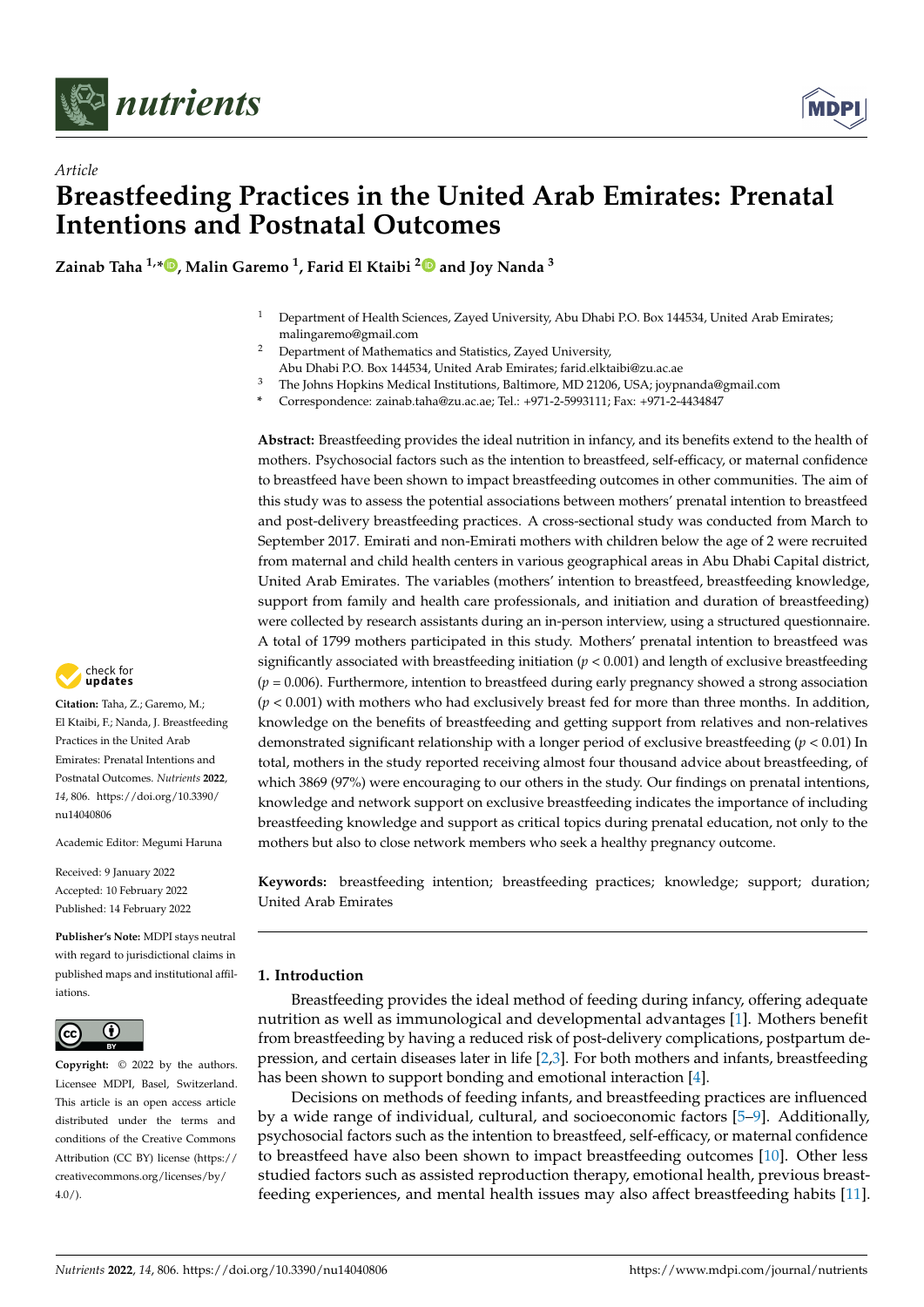Article

# Breastfeeding Practices in the United Arab Emirates: Prenatal Intentions and Postnatal Outcomes

**Zainab Taha [1,*], Malin Garemo [1], Farid El Ktaibi [2] and Joy Nanda [3]**

[1] Department of Health Sciences, Zayed University, Abu Dhabi P.O. Box 144534, United Arab Emirates; malingaremo@gmail.com
[2] Department of Mathematics and Statistics, Zayed University, Abu Dhabi P.O. Box 144534, United Arab Emirates; farid.elktaibi@zu.ac.ae
[3] The Johns Hopkins Medical Institutions, Baltimore, MD 21206, USA; joypnanda@gmail.com
* Correspondence: zainab.taha@zu.ac.ae; Tel.: +971-2-5993111; Fax: +971-2-4434847

**Abstract:** Breastfeeding provides the ideal nutrition in infancy, and its benefits extend to the health of mothers. Psychosocial factors such as the intention to breastfeed, self-efficacy, or maternal confidence to breastfeed have been shown to impact breastfeeding outcomes in other communities. The aim of this study was to assess the potential associations between mothers' prenatal intention to breastfeed and post-delivery breastfeeding practices. A cross-sectional study was conducted from March to September 2017. Emirati and non-Emirati mothers with children below the age of 2 were recruited from maternal and child health centers in various geographical areas in Abu Dhabi Capital district, United Arab Emirates. The variables (mothers' intention to breastfeed, breastfeeding knowledge, support from family and health care professionals, and initiation and duration of breastfeeding) were collected by research assistants during an in-person interview, using a structured questionnaire. A total of 1799 mothers participated in this study. Mothers' prenatal intention to breastfeed was significantly associated with breastfeeding initiation ($p < 0.001$) and length of exclusive breastfeeding ($p = 0.006$). Furthermore, intention to breastfeed during early pregnancy showed a strong association ($p < 0.001$) with mothers who had exclusively breast fed for more than three months. In addition, knowledge on the benefits of breastfeeding and getting support from relatives and non-relatives demonstrated significant relationship with a longer period of exclusive breastfeeding ($p < 0.01$) In total, mothers in the study reported receiving almost four thousand advice about breastfeeding, of which 3869 (97%) were encouraging to our others in the study. Our findings on prenatal intentions, knowledge and network support on exclusive breastfeeding indicates the importance of including breastfeeding knowledge and support as critical topics during prenatal education, not only to the mothers but also to close network members who seek a healthy pregnancy outcome.

**Keywords:** breastfeeding intention; breastfeeding practices; knowledge; support; duration; United Arab Emirates

**Citation:** Taha, Z.; Garemo, M.; El Ktaibi, F.; Nanda, J. Breastfeeding Practices in the United Arab Emirates: Prenatal Intentions and Postnatal Outcomes. *Nutrients* **2022**, *14*, 806. https://doi.org/10.3390/nu14040806

Academic Editor: Megumi Haruna

Received: 9 January 2022
Accepted: 10 February 2022
Published: 14 February 2022

**Publisher's Note:** MDPI stays neutral with regard to jurisdictional claims in published maps and institutional affiliations.

**Copyright:** © 2022 by the authors. Licensee MDPI, Basel, Switzerland. This article is an open access article distributed under the terms and conditions of the Creative Commons Attribution (CC BY) license (https://creativecommons.org/licenses/by/4.0/).

## 1. Introduction

Breastfeeding provides the ideal method of feeding during infancy, offering adequate nutrition as well as immunological and developmental advantages [1]. Mothers benefit from breastfeeding by having a reduced risk of post-delivery complications, postpartum depression, and certain diseases later in life [2,3]. For both mothers and infants, breastfeeding has been shown to support bonding and emotional interaction [4].

Decisions on methods of feeding infants, and breastfeeding practices are influenced by a wide range of individual, cultural, and socioeconomic factors [5–9]. Additionally, psychosocial factors such as the intention to breastfeed, self-efficacy, or maternal confidence to breastfeed have also been shown to impact breastfeeding outcomes [10]. Other less studied factors such as assisted reproduction therapy, emotional health, previous breastfeeding experiences, and mental health issues may also affect breastfeeding habits [11].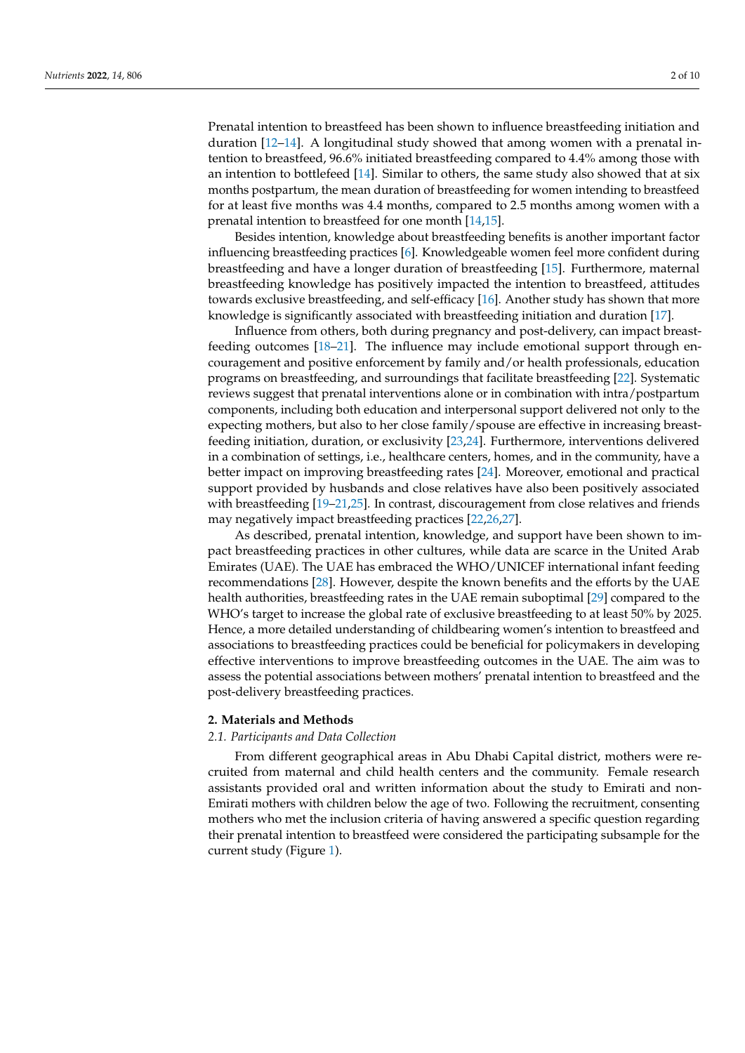Prenatal intention to breastfeed has been shown to influence breastfeeding initiation and duration [12–14]. A longitudinal study showed that among women with a prenatal intention to breastfeed, 96.6% initiated breastfeeding compared to 4.4% among those with an intention to bottlefeed [14]. Similar to others, the same study also showed that at six months postpartum, the mean duration of breastfeeding for women intending to breastfeed for at least five months was 4.4 months, compared to 2.5 months among women with a prenatal intention to breastfeed for one month [14,15].

Besides intention, knowledge about breastfeeding benefits is another important factor influencing breastfeeding practices [6]. Knowledgeable women feel more confident during breastfeeding and have a longer duration of breastfeeding [15]. Furthermore, maternal breastfeeding knowledge has positively impacted the intention to breastfeed, attitudes towards exclusive breastfeeding, and self-efficacy [16]. Another study has shown that more knowledge is significantly associated with breastfeeding initiation and duration [17].

Influence from others, both during pregnancy and post-delivery, can impact breastfeeding outcomes [18–21]. The influence may include emotional support through encouragement and positive enforcement by family and/or health professionals, education programs on breastfeeding, and surroundings that facilitate breastfeeding [22]. Systematic reviews suggest that prenatal interventions alone or in combination with intra/postpartum components, including both education and interpersonal support delivered not only to the expecting mothers, but also to her close family/spouse are effective in increasing breastfeeding initiation, duration, or exclusivity [23,24]. Furthermore, interventions delivered in a combination of settings, i.e., healthcare centers, homes, and in the community, have a better impact on improving breastfeeding rates [24]. Moreover, emotional and practical support provided by husbands and close relatives have also been positively associated with breastfeeding [19–21,25]. In contrast, discouragement from close relatives and friends may negatively impact breastfeeding practices [22,26,27].

As described, prenatal intention, knowledge, and support have been shown to impact breastfeeding practices in other cultures, while data are scarce in the United Arab Emirates (UAE). The UAE has embraced the WHO/UNICEF international infant feeding recommendations [28]. However, despite the known benefits and the efforts by the UAE health authorities, breastfeeding rates in the UAE remain suboptimal [29] compared to the WHO's target to increase the global rate of exclusive breastfeeding to at least 50% by 2025. Hence, a more detailed understanding of childbearing women's intention to breastfeed and associations to breastfeeding practices could be beneficial for policymakers in developing effective interventions to improve breastfeeding outcomes in the UAE. The aim was to assess the potential associations between mothers' prenatal intention to breastfeed and the post-delivery breastfeeding practices.

## 2. Materials and Methods

### *2.1. Participants and Data Collection*

From different geographical areas in Abu Dhabi Capital district, mothers were recruited from maternal and child health centers and the community. Female research assistants provided oral and written information about the study to Emirati and non-Emirati mothers with children below the age of two. Following the recruitment, consenting mothers who met the inclusion criteria of having answered a specific question regarding their prenatal intention to breastfeed were considered the participating subsample for the current study (Figure 1).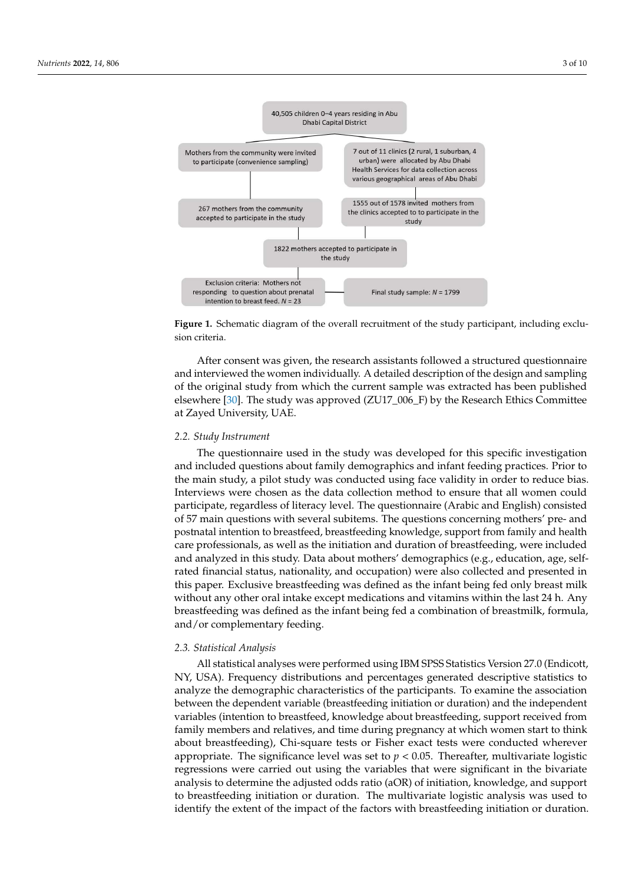40,505 children 0–4 years residing in Abu Dhabi Capital District

Mothers from the community were invited to participate (convenience sampling)

7 out of 11 clinics (2 rural, 1 suburban, 4 urban) were allocated by Abu Dhabi Health Services for data collection across various geographical areas of Abu Dhabi

267 mothers from the community accepted to participate in the study

1555 out of 1578 invited mothers from the clinics accepted to to participate in the study

1822 mothers accepted to participate in the study

Exclusion criteria: Mothers not responding to question about prenatal intention to breast feed. $N = 23$

Final study sample: $N = 1799$

**Figure 1.** Schematic diagram of the overall recruitment of the study participant, including exclusion criteria.

After consent was given, the research assistants followed a structured questionnaire and interviewed the women individually. A detailed description of the design and sampling of the original study from which the current sample was extracted has been published elsewhere [30]. The study was approved (ZU17_006_F) by the Research Ethics Committee at Zayed University, UAE.

### 2.2. Study Instrument

The questionnaire used in the study was developed for this specific investigation and included questions about family demographics and infant feeding practices. Prior to the main study, a pilot study was conducted using face validity in order to reduce bias. Interviews were chosen as the data collection method to ensure that all women could participate, regardless of literacy level. The questionnaire (Arabic and English) consisted of 57 main questions with several subitems. The questions concerning mothers' pre- and postnatal intention to breastfeed, breastfeeding knowledge, support from family and health care professionals, as well as the initiation and duration of breastfeeding, were included and analyzed in this study. Data about mothers' demographics (e.g., education, age, self-rated financial status, nationality, and occupation) were also collected and presented in this paper. Exclusive breastfeeding was defined as the infant being fed only breast milk without any other oral intake except medications and vitamins within the last 24 h. Any breastfeeding was defined as the infant being fed a combination of breastmilk, formula, and/or complementary feeding.

### 2.3. Statistical Analysis

All statistical analyses were performed using IBM SPSS Statistics Version 27.0 (Endicott, NY, USA). Frequency distributions and percentages generated descriptive statistics to analyze the demographic characteristics of the participants. To examine the association between the dependent variable (breastfeeding initiation or duration) and the independent variables (intention to breastfeed, knowledge about breastfeeding, support received from family members and relatives, and time during pregnancy at which women start to think about breastfeeding), Chi-square tests or Fisher exact tests were conducted wherever appropriate. The significance level was set to $p < 0.05$. Thereafter, multivariate logistic regressions were carried out using the variables that were significant in the bivariate analysis to determine the adjusted odds ratio (aOR) of initiation, knowledge, and support to breastfeeding initiation or duration. The multivariate logistic analysis was used to identify the extent of the impact of the factors with breastfeeding initiation or duration.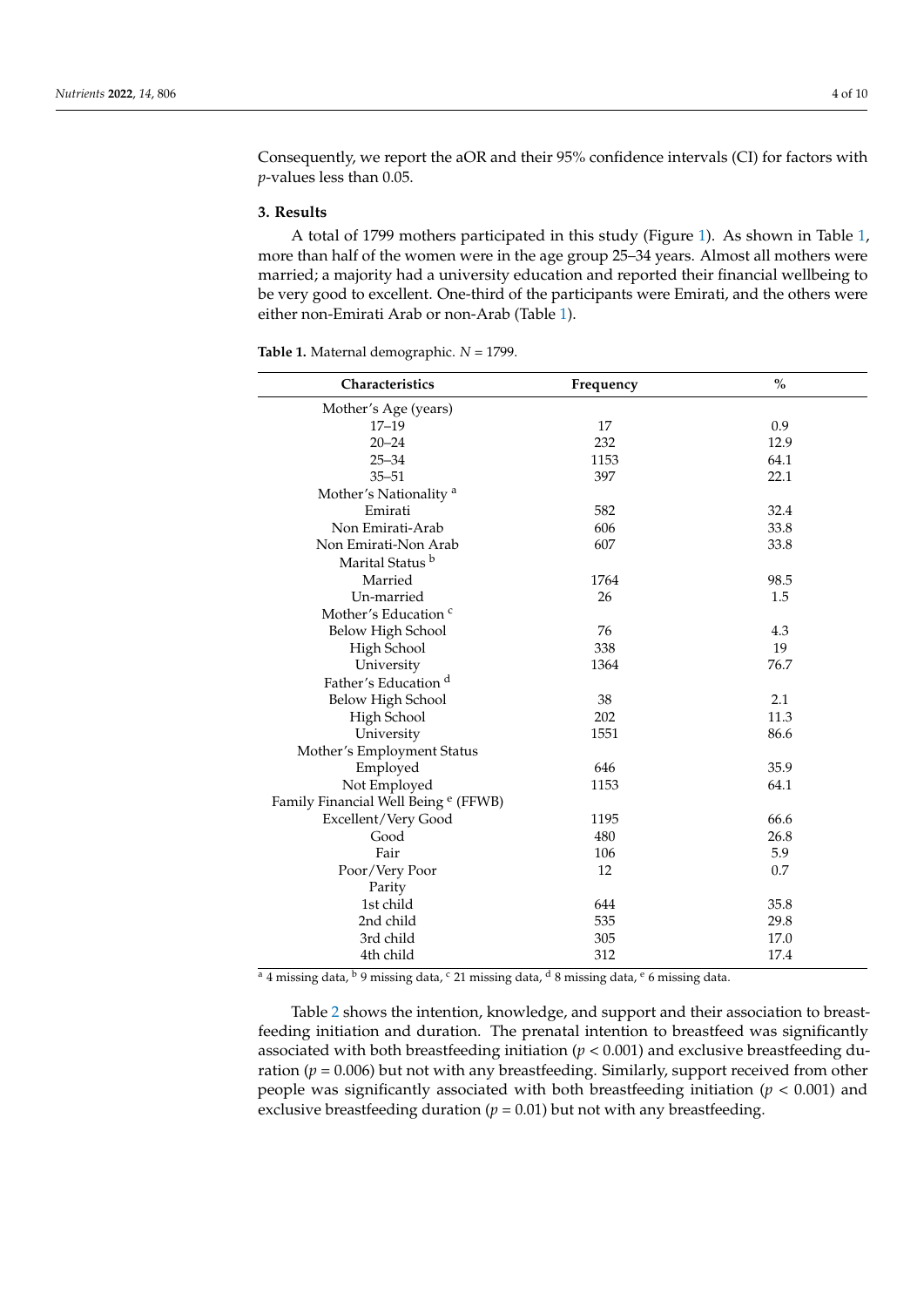Consequently, we report the aOR and their 95% confidence intervals (CI) for factors with *p*-values less than 0.05.

## 3. Results

A total of 1799 mothers participated in this study (Figure 1). As shown in Table 1, more than half of the women were in the age group 25–34 years. Almost all mothers were married; a majority had a university education and reported their financial wellbeing to be very good to excellent. One-third of the participants were Emirati, and the others were either non-Emirati Arab or non-Arab (Table 1).

**Table 1.** Maternal demographic. *N* = 1799.

| Characteristics | Frequency | % |
|---|---|---|
| Mother's Age (years) | | |
| 17–19 | 17 | 0.9 |
| 20–24 | 232 | 12.9 |
| 25–34 | 1153 | 64.1 |
| 35–51 | 397 | 22.1 |
| Mother's Nationality [a] | | |
| Emirati | 582 | 32.4 |
| Non Emirati-Arab | 606 | 33.8 |
| Non Emirati-Non Arab | 607 | 33.8 |
| Marital Status [b] | | |
| Married | 1764 | 98.5 |
| Un-married | 26 | 1.5 |
| Mother's Education [c] | | |
| Below High School | 76 | 4.3 |
| High School | 338 | 19 |
| University | 1364 | 76.7 |
| Father's Education [d] | | |
| Below High School | 38 | 2.1 |
| High School | 202 | 11.3 |
| University | 1551 | 86.6 |
| Mother's Employment Status | | |
| Employed | 646 | 35.9 |
| Not Employed | 1153 | 64.1 |
| Family Financial Well Being [e] (FFWB) | | |
| Excellent/Very Good | 1195 | 66.6 |
| Good | 480 | 26.8 |
| Fair | 106 | 5.9 |
| Poor/Very Poor | 12 | 0.7 |
| Parity | | |
| 1st child | 644 | 35.8 |
| 2nd child | 535 | 29.8 |
| 3rd child | 305 | 17.0 |
| 4th child | 312 | 17.4 |

[a] 4 missing data, [b] 9 missing data, [c] 21 missing data, [d] 8 missing data, [e] 6 missing data.

Table 2 shows the intention, knowledge, and support and their association to breastfeeding initiation and duration. The prenatal intention to breastfeed was significantly associated with both breastfeeding initiation ($p < 0.001$) and exclusive breastfeeding duration ($p = 0.006$) but not with any breastfeeding. Similarly, support received from other people was significantly associated with both breastfeeding initiation ($p < 0.001$) and exclusive breastfeeding duration ($p = 0.01$) but not with any breastfeeding.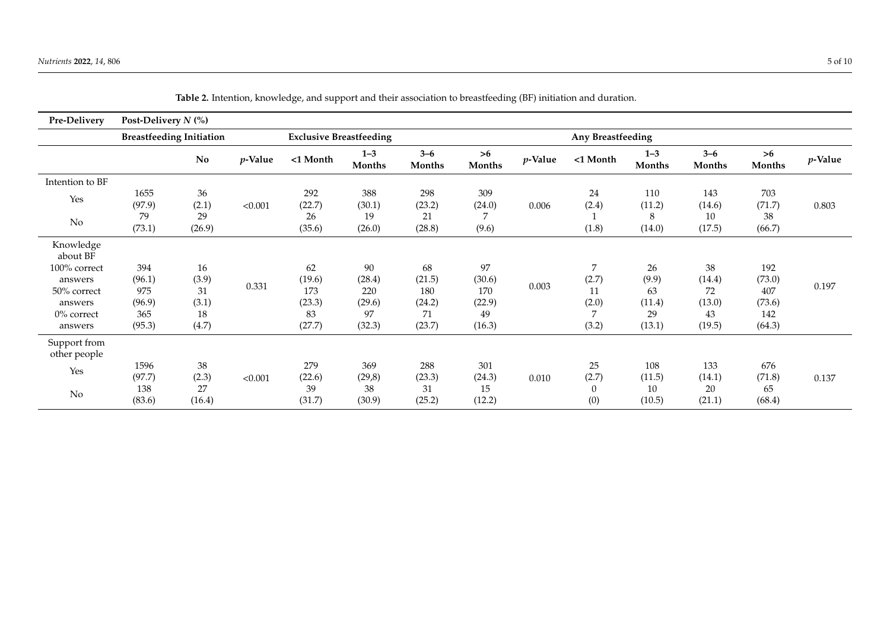**Table 2.** Intention, knowledge, and support and their association to breastfeeding (BF) initiation and duration.

| Pre-Delivery | Post-Delivery *N* (%) | | | | | | | | | | | | |
|---|---|---|---|---|---|---|---|---|---|---|---|---|---|
| | **Breastfeeding Initiation** | | | **Exclusive Breastfeeding** | | | | | **Any Breastfeeding** | | | | |
| | | **No** | ***p*-Value** | **<1 Month** | **1–3 Months** | **3–6 Months** | **>6 Months** | ***p*-Value** | **<1 Month** | **1–3 Months** | **3–6 Months** | **>6 Months** | ***p*-Value** |
| Intention to BF | | | | | | | | | | | | | |
| Yes | 1655 (97.9) | 36 (2.1) | <0.001 | 292 (22.7) | 388 (30.1) | 298 (23.2) | 309 (24.0) | 0.006 | 24 (2.4) | 110 (11.2) | 143 (14.6) | 703 (71.7) | 0.803 |
| No | 79 (73.1) | 29 (26.9) | | 26 (35.6) | 19 (26.0) | 21 (28.8) | 7 (9.6) | | 1 (1.8) | 8 (14.0) | 10 (17.5) | 38 (66.7) | |
| Knowledge about BF | | | | | | | | | | | | | |
| 100% correct answers | 394 (96.1) | 16 (3.9) | 0.331 | 62 (19.6) | 90 (28.4) | 68 (21.5) | 97 (30.6) | 0.003 | 7 (2.7) | 26 (9.9) | 38 (14.4) | 192 (73.0) | 0.197 |
| 50% correct answers | 975 (96.9) | 31 (3.1) | | 173 (23.3) | 220 (29.6) | 180 (24.2) | 170 (22.9) | | 11 (2.0) | 63 (11.4) | 72 (13.0) | 407 (73.6) | |
| 0% correct answers | 365 (95.3) | 18 (4.7) | | 83 (27.7) | 97 (32.3) | 71 (23.7) | 49 (16.3) | | 7 (3.2) | 29 (13.1) | 43 (19.5) | 142 (64.3) | |
| Support from other people | | | | | | | | | | | | | |
| Yes | 1596 (97.7) | 38 (2.3) | <0.001 | 279 (22.6) | 369 (29,8) | 288 (23.3) | 301 (24.3) | 0.010 | 25 (2.7) | 108 (11.5) | 133 (14.1) | 676 (71.8) | 0.137 |
| No | 138 (83.6) | 27 (16.4) | | 39 (31.7) | 38 (30.9) | 31 (25.2) | 15 (12.2) | | 0 (0) | 10 (10.5) | 20 (21.1) | 65 (68.4) | |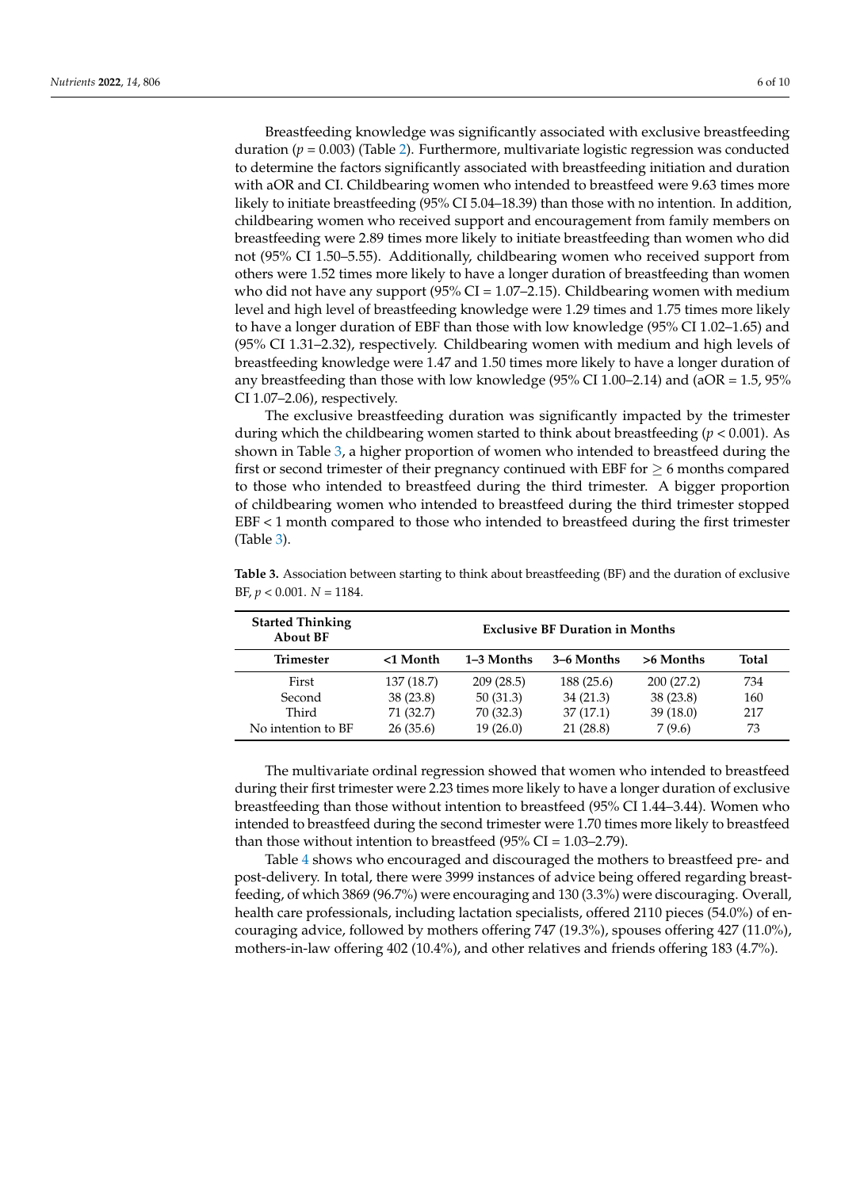Breastfeeding knowledge was significantly associated with exclusive breastfeeding duration ($p = 0.003$) (Table 2). Furthermore, multivariate logistic regression was conducted to determine the factors significantly associated with breastfeeding initiation and duration with aOR and CI. Childbearing women who intended to breastfeed were 9.63 times more likely to initiate breastfeeding (95% CI 5.04–18.39) than those with no intention. In addition, childbearing women who received support and encouragement from family members on breastfeeding were 2.89 times more likely to initiate breastfeeding than women who did not (95% CI 1.50–5.55). Additionally, childbearing women who received support from others were 1.52 times more likely to have a longer duration of breastfeeding than women who did not have any support (95% CI = 1.07–2.15). Childbearing women with medium level and high level of breastfeeding knowledge were 1.29 times and 1.75 times more likely to have a longer duration of EBF than those with low knowledge (95% CI 1.02–1.65) and (95% CI 1.31–2.32), respectively. Childbearing women with medium and high levels of breastfeeding knowledge were 1.47 and 1.50 times more likely to have a longer duration of any breastfeeding than those with low knowledge (95% CI 1.00–2.14) and (aOR = 1.5, 95% CI 1.07–2.06), respectively.

The exclusive breastfeeding duration was significantly impacted by the trimester during which the childbearing women started to think about breastfeeding ($p < 0.001$). As shown in Table 3, a higher proportion of women who intended to breastfeed during the first or second trimester of their pregnancy continued with EBF for $\geq 6$ months compared to those who intended to breastfeed during the third trimester. A bigger proportion of childbearing women who intended to breastfeed during the third trimester stopped EBF < 1 month compared to those who intended to breastfeed during the first trimester (Table 3).

**Table 3.** Association between starting to think about breastfeeding (BF) and the duration of exclusive BF, $p < 0.001$. $N = 1184$.

| Started Thinking About BF | Exclusive BF Duration in Months | | | | |
|---|---|---|---|---|---|
| Trimester | <1 Month | 1–3 Months | 3–6 Months | >6 Months | Total |
| First | 137 (18.7) | 209 (28.5) | 188 (25.6) | 200 (27.2) | 734 |
| Second | 38 (23.8) | 50 (31.3) | 34 (21.3) | 38 (23.8) | 160 |
| Third | 71 (32.7) | 70 (32.3) | 37 (17.1) | 39 (18.0) | 217 |
| No intention to BF | 26 (35.6) | 19 (26.0) | 21 (28.8) | 7 (9.6) | 73 |

The multivariate ordinal regression showed that women who intended to breastfeed during their first trimester were 2.23 times more likely to have a longer duration of exclusive breastfeeding than those without intention to breastfeed (95% CI 1.44–3.44). Women who intended to breastfeed during the second trimester were 1.70 times more likely to breastfeed than those without intention to breastfeed (95% CI = 1.03–2.79).

Table 4 shows who encouraged and discouraged the mothers to breastfeed pre- and post-delivery. In total, there were 3999 instances of advice being offered regarding breastfeeding, of which 3869 (96.7%) were encouraging and 130 (3.3%) were discouraging. Overall, health care professionals, including lactation specialists, offered 2110 pieces (54.0%) of encouraging advice, followed by mothers offering 747 (19.3%), spouses offering 427 (11.0%), mothers-in-law offering 402 (10.4%), and other relatives and friends offering 183 (4.7%).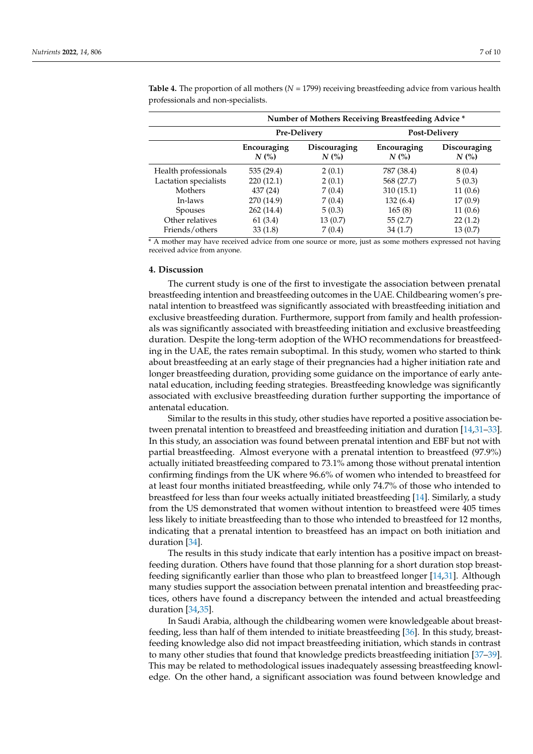**Table 4.** The proportion of all mothers ($N$ = 1799) receiving breastfeeding advice from various health professionals and non-specialists.

| | Number of Mothers Receiving Breastfeeding Advice * | | | |
|---|---|---|---|---|
| | Pre-Delivery | | Post-Delivery | |
| | Encouraging $N$ (%) | Discouraging $N$ (%) | Encouraging $N$ (%) | Discouraging $N$ (%) |
| Health professionals | 535 (29.4) | 2 (0.1) | 787 (38.4) | 8 (0.4) |
| Lactation specialists | 220 (12.1) | 2 (0.1) | 568 (27.7) | 5 (0.3) |
| Mothers | 437 (24) | 7 (0.4) | 310 (15.1) | 11 (0.6) |
| In-laws | 270 (14.9) | 7 (0.4) | 132 (6.4) | 17 (0.9) |
| Spouses | 262 (14.4) | 5 (0.3) | 165 (8) | 11 (0.6) |
| Other relatives | 61 (3.4) | 13 (0.7) | 55 (2.7) | 22 (1.2) |
| Friends/others | 33 (1.8) | 7 (0.4) | 34 (1.7) | 13 (0.7) |

* A mother may have received advice from one source or more, just as some mothers expressed not having received advice from anyone.

## 4. Discussion

The current study is one of the first to investigate the association between prenatal breastfeeding intention and breastfeeding outcomes in the UAE. Childbearing women's prenatal intention to breastfeed was significantly associated with breastfeeding initiation and exclusive breastfeeding duration. Furthermore, support from family and health professionals was significantly associated with breastfeeding initiation and exclusive breastfeeding duration. Despite the long-term adoption of the WHO recommendations for breastfeeding in the UAE, the rates remain suboptimal. In this study, women who started to think about breastfeeding at an early stage of their pregnancies had a higher initiation rate and longer breastfeeding duration, providing some guidance on the importance of early antenatal education, including feeding strategies. Breastfeeding knowledge was significantly associated with exclusive breastfeeding duration further supporting the importance of antenatal education.

Similar to the results in this study, other studies have reported a positive association between prenatal intention to breastfeed and breastfeeding initiation and duration [14,31–33]. In this study, an association was found between prenatal intention and EBF but not with partial breastfeeding. Almost everyone with a prenatal intention to breastfeed (97.9%) actually initiated breastfeeding compared to 73.1% among those without prenatal intention confirming findings from the UK where 96.6% of women who intended to breastfeed for at least four months initiated breastfeeding, while only 74.7% of those who intended to breastfeed for less than four weeks actually initiated breastfeeding [14]. Similarly, a study from the US demonstrated that women without intention to breastfeed were 405 times less likely to initiate breastfeeding than to those who intended to breastfeed for 12 months, indicating that a prenatal intention to breastfeed has an impact on both initiation and duration [34].

The results in this study indicate that early intention has a positive impact on breastfeeding duration. Others have found that those planning for a short duration stop breastfeeding significantly earlier than those who plan to breastfeed longer [14,31]. Although many studies support the association between prenatal intention and breastfeeding practices, others have found a discrepancy between the intended and actual breastfeeding duration [34,35].

In Saudi Arabia, although the childbearing women were knowledgeable about breastfeeding, less than half of them intended to initiate breastfeeding [36]. In this study, breastfeeding knowledge also did not impact breastfeeding initiation, which stands in contrast to many other studies that found that knowledge predicts breastfeeding initiation [37–39]. This may be related to methodological issues inadequately assessing breastfeeding knowledge. On the other hand, a significant association was found between knowledge and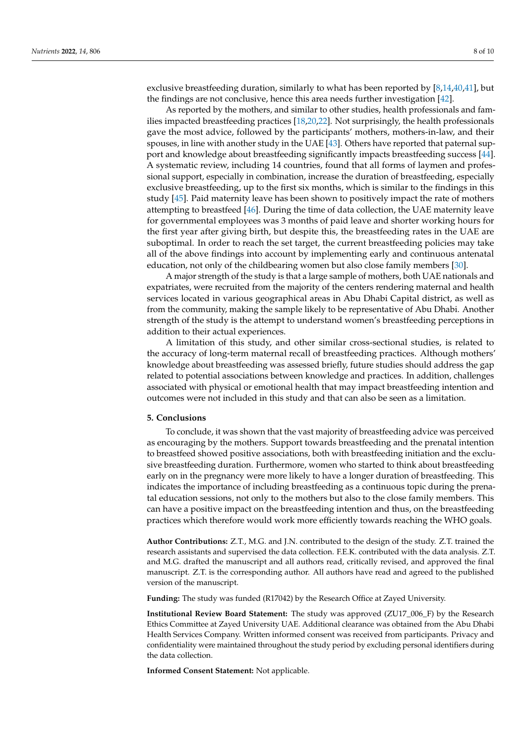exclusive breastfeeding duration, similarly to what has been reported by [8,14,40,41], but the findings are not conclusive, hence this area needs further investigation [42].

As reported by the mothers, and similar to other studies, health professionals and families impacted breastfeeding practices [18,20,22]. Not surprisingly, the health professionals gave the most advice, followed by the participants' mothers, mothers-in-law, and their spouses, in line with another study in the UAE [43]. Others have reported that paternal support and knowledge about breastfeeding significantly impacts breastfeeding success [44]. A systematic review, including 14 countries, found that all forms of laymen and professional support, especially in combination, increase the duration of breastfeeding, especially exclusive breastfeeding, up to the first six months, which is similar to the findings in this study [45]. Paid maternity leave has been shown to positively impact the rate of mothers attempting to breastfeed [46]. During the time of data collection, the UAE maternity leave for governmental employees was 3 months of paid leave and shorter working hours for the first year after giving birth, but despite this, the breastfeeding rates in the UAE are suboptimal. In order to reach the set target, the current breastfeeding policies may take all of the above findings into account by implementing early and continuous antenatal education, not only of the childbearing women but also close family members [30].

A major strength of the study is that a large sample of mothers, both UAE nationals and expatriates, were recruited from the majority of the centers rendering maternal and health services located in various geographical areas in Abu Dhabi Capital district, as well as from the community, making the sample likely to be representative of Abu Dhabi. Another strength of the study is the attempt to understand women's breastfeeding perceptions in addition to their actual experiences.

A limitation of this study, and other similar cross-sectional studies, is related to the accuracy of long-term maternal recall of breastfeeding practices. Although mothers' knowledge about breastfeeding was assessed briefly, future studies should address the gap related to potential associations between knowledge and practices. In addition, challenges associated with physical or emotional health that may impact breastfeeding intention and outcomes were not included in this study and that can also be seen as a limitation.

## 5. Conclusions

To conclude, it was shown that the vast majority of breastfeeding advice was perceived as encouraging by the mothers. Support towards breastfeeding and the prenatal intention to breastfeed showed positive associations, both with breastfeeding initiation and the exclusive breastfeeding duration. Furthermore, women who started to think about breastfeeding early on in the pregnancy were more likely to have a longer duration of breastfeeding. This indicates the importance of including breastfeeding as a continuous topic during the prenatal education sessions, not only to the mothers but also to the close family members. This can have a positive impact on the breastfeeding intention and thus, on the breastfeeding practices which therefore would work more efficiently towards reaching the WHO goals.

**Author Contributions:** Z.T., M.G. and J.N. contributed to the design of the study. Z.T. trained the research assistants and supervised the data collection. F.E.K. contributed with the data analysis. Z.T. and M.G. drafted the manuscript and all authors read, critically revised, and approved the final manuscript. Z.T. is the corresponding author. All authors have read and agreed to the published version of the manuscript.

**Funding:** The study was funded (R17042) by the Research Office at Zayed University.

**Institutional Review Board Statement:** The study was approved (ZU17_006_F) by the Research Ethics Committee at Zayed University UAE. Additional clearance was obtained from the Abu Dhabi Health Services Company. Written informed consent was received from participants. Privacy and confidentiality were maintained throughout the study period by excluding personal identifiers during the data collection.

**Informed Consent Statement:** Not applicable.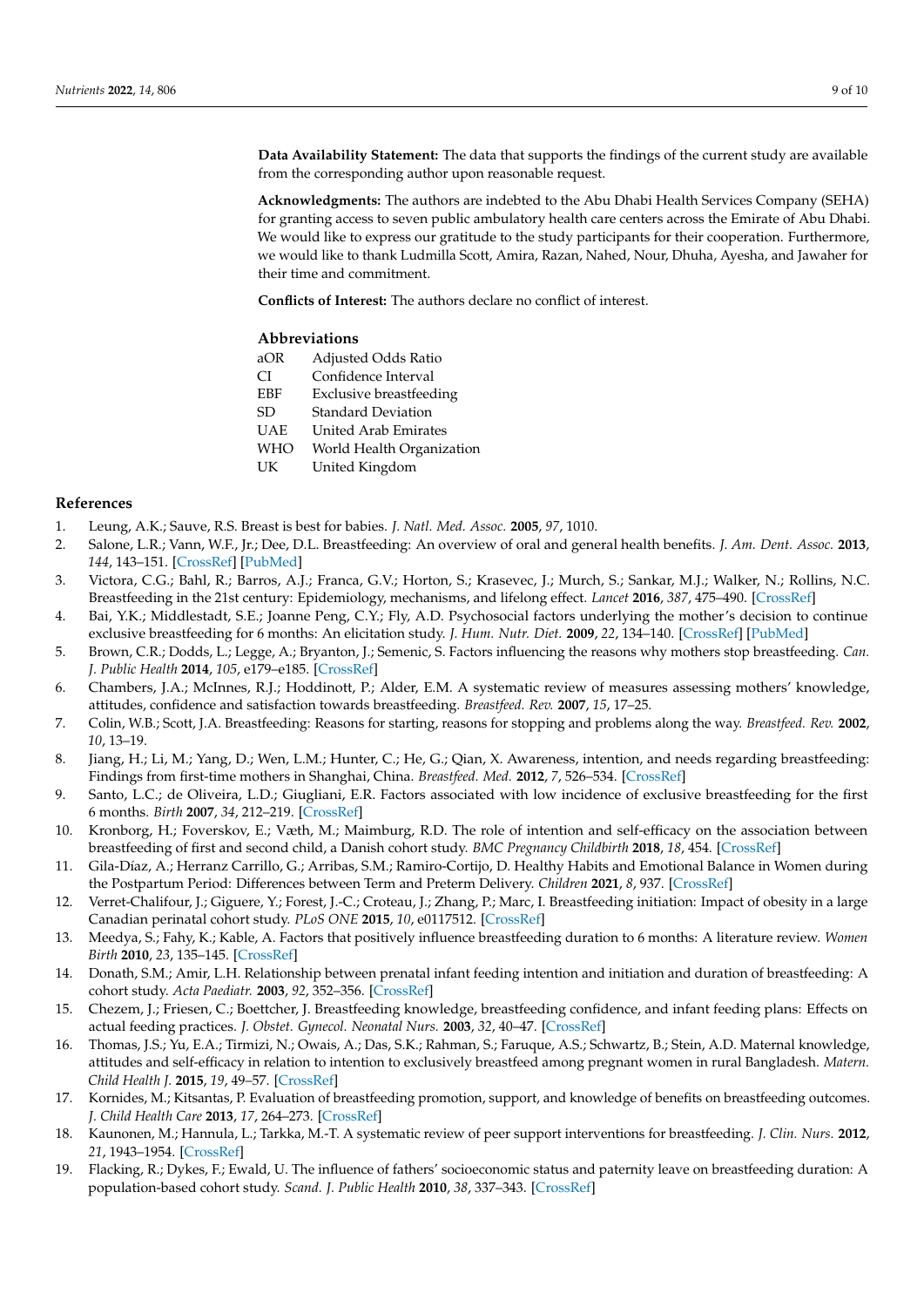**Data Availability Statement:** The data that supports the findings of the current study are available from the corresponding author upon reasonable request.

**Acknowledgments:** The authors are indebted to the Abu Dhabi Health Services Company (SEHA) for granting access to seven public ambulatory health care centers across the Emirate of Abu Dhabi. We would like to express our gratitude to the study participants for their cooperation. Furthermore, we would like to thank Ludmilla Scott, Amira, Razan, Nahed, Nour, Dhuha, Ayesha, and Jawaher for their time and commitment.

**Conflicts of Interest:** The authors declare no conflict of interest.

## Abbreviations

| | |
|---|---|
| aOR | Adjusted Odds Ratio |
| CI | Confidence Interval |
| EBF | Exclusive breastfeeding |
| SD | Standard Deviation |
| UAE | United Arab Emirates |
| WHO | World Health Organization |
| UK | United Kingdom |

## References

1. Leung, A.K.; Sauve, R.S. Breast is best for babies. *J. Natl. Med. Assoc.* **2005**, *97*, 1010.
2. Salone, L.R.; Vann, W.F., Jr.; Dee, D.L. Breastfeeding: An overview of oral and general health benefits. *J. Am. Dent. Assoc.* **2013**, *144*, 143–151. [CrossRef] [PubMed]
3. Victora, C.G.; Bahl, R.; Barros, A.J.; Franca, G.V.; Horton, S.; Krasevec, J.; Murch, S.; Sankar, M.J.; Walker, N.; Rollins, N.C. Breastfeeding in the 21st century: Epidemiology, mechanisms, and lifelong effect. *Lancet* **2016**, *387*, 475–490. [CrossRef]
4. Bai, Y.K.; Middlestadt, S.E.; Joanne Peng, C.Y.; Fly, A.D. Psychosocial factors underlying the mother's decision to continue exclusive breastfeeding for 6 months: An elicitation study. *J. Hum. Nutr. Diet.* **2009**, *22*, 134–140. [CrossRef] [PubMed]
5. Brown, C.R.; Dodds, L.; Legge, A.; Bryanton, J.; Semenic, S. Factors influencing the reasons why mothers stop breastfeeding. *Can. J. Public Health* **2014**, *105*, e179–e185. [CrossRef]
6. Chambers, J.A.; McInnes, R.J.; Hoddinott, P.; Alder, E.M. A systematic review of measures assessing mothers' knowledge, attitudes, confidence and satisfaction towards breastfeeding. *Breastfeed. Rev.* **2007**, *15*, 17–25.
7. Colin, W.B.; Scott, J.A. Breastfeeding: Reasons for starting, reasons for stopping and problems along the way. *Breastfeed. Rev.* **2002**, *10*, 13–19.
8. Jiang, H.; Li, M.; Yang, D.; Wen, L.M.; Hunter, C.; He, G.; Qian, X. Awareness, intention, and needs regarding breastfeeding: Findings from first-time mothers in Shanghai, China. *Breastfeed. Med.* **2012**, *7*, 526–534. [CrossRef]
9. Santo, L.C.; de Oliveira, L.D.; Giugliani, E.R. Factors associated with low incidence of exclusive breastfeeding for the first 6 months. *Birth* **2007**, *34*, 212–219. [CrossRef]
10. Kronborg, H.; Foverskov, E.; Væth, M.; Maimburg, R.D. The role of intention and self-efficacy on the association between breastfeeding of first and second child, a Danish cohort study. *BMC Pregnancy Childbirth* **2018**, *18*, 454. [CrossRef]
11. Gila-Díaz, A.; Herranz Carrillo, G.; Arribas, S.M.; Ramiro-Cortijo, D. Healthy Habits and Emotional Balance in Women during the Postpartum Period: Differences between Term and Preterm Delivery. *Children* **2021**, *8*, 937. [CrossRef]
12. Verret-Chalifour, J.; Giguere, Y.; Forest, J.-C.; Croteau, J.; Zhang, P.; Marc, I. Breastfeeding initiation: Impact of obesity in a large Canadian perinatal cohort study. *PLoS ONE* **2015**, *10*, e0117512. [CrossRef]
13. Meedya, S.; Fahy, K.; Kable, A. Factors that positively influence breastfeeding duration to 6 months: A literature review. *Women Birth* **2010**, *23*, 135–145. [CrossRef]
14. Donath, S.M.; Amir, L.H. Relationship between prenatal infant feeding intention and initiation and duration of breastfeeding: A cohort study. *Acta Paediatr.* **2003**, *92*, 352–356. [CrossRef]
15. Chezem, J.; Friesen, C.; Boettcher, J. Breastfeeding knowledge, breastfeeding confidence, and infant feeding plans: Effects on actual feeding practices. *J. Obstet. Gynecol. Neonatal Nurs.* **2003**, *32*, 40–47. [CrossRef]
16. Thomas, J.S.; Yu, E.A.; Tirmizi, N.; Owais, A.; Das, S.K.; Rahman, S.; Faruque, A.S.; Schwartz, B.; Stein, A.D. Maternal knowledge, attitudes and self-efficacy in relation to intention to exclusively breastfeed among pregnant women in rural Bangladesh. *Matern. Child Health J.* **2015**, *19*, 49–57. [CrossRef]
17. Kornides, M.; Kitsantas, P. Evaluation of breastfeeding promotion, support, and knowledge of benefits on breastfeeding outcomes. *J. Child Health Care* **2013**, *17*, 264–273. [CrossRef]
18. Kaunonen, M.; Hannula, L.; Tarkka, M.-T. A systematic review of peer support interventions for breastfeeding. *J. Clin. Nurs.* **2012**, *21*, 1943–1954. [CrossRef]
19. Flacking, R.; Dykes, F.; Ewald, U. The influence of fathers' socioeconomic status and paternity leave on breastfeeding duration: A population-based cohort study. *Scand. J. Public Health* **2010**, *38*, 337–343. [CrossRef]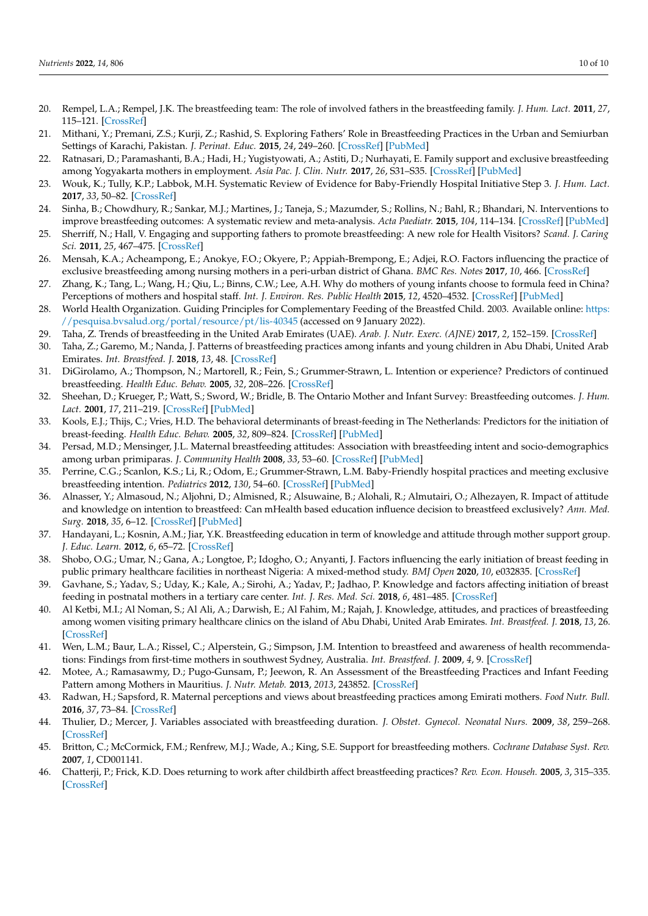20. Rempel, L.A.; Rempel, J.K. The breastfeeding team: The role of involved fathers in the breastfeeding family. *J. Hum. Lact.* **2011**, *27*, 115–121. [CrossRef]
21. Mithani, Y.; Premani, Z.S.; Kurji, Z.; Rashid, S. Exploring Fathers' Role in Breastfeeding Practices in the Urban and Semiurban Settings of Karachi, Pakistan. *J. Perinat. Educ.* **2015**, *24*, 249–260. [CrossRef] [PubMed]
22. Ratnasari, D.; Paramashanti, B.A.; Hadi, H.; Yugistyowati, A.; Astiti, D.; Nurhayati, E. Family support and exclusive breastfeeding among Yogyakarta mothers in employment. *Asia Pac. J. Clin. Nutr.* **2017**, *26*, S31–S35. [CrossRef] [PubMed]
23. Wouk, K.; Tully, K.P.; Labbok, M.H. Systematic Review of Evidence for Baby-Friendly Hospital Initiative Step 3. *J. Hum. Lact.* **2017**, *33*, 50–82. [CrossRef]
24. Sinha, B.; Chowdhury, R.; Sankar, M.J.; Martines, J.; Taneja, S.; Mazumder, S.; Rollins, N.; Bahl, R.; Bhandari, N. Interventions to improve breastfeeding outcomes: A systematic review and meta-analysis. *Acta Paediatr.* **2015**, *104*, 114–134. [CrossRef] [PubMed]
25. Sherriff, N.; Hall, V. Engaging and supporting fathers to promote breastfeeding: A new role for Health Visitors? *Scand. J. Caring Sci.* **2011**, *25*, 467–475. [CrossRef]
26. Mensah, K.A.; Acheampong, E.; Anokye, F.O.; Okyere, P.; Appiah-Brempong, E.; Adjei, R.O. Factors influencing the practice of exclusive breastfeeding among nursing mothers in a peri-urban district of Ghana. *BMC Res. Notes* **2017**, *10*, 466. [CrossRef]
27. Zhang, K.; Tang, L.; Wang, H.; Qiu, L.; Binns, C.W.; Lee, A.H. Why do mothers of young infants choose to formula feed in China? Perceptions of mothers and hospital staff. *Int. J. Environ. Res. Public Health* **2015**, *12*, 4520–4532. [CrossRef] [PubMed]
28. World Health Organization. Guiding Principles for Complementary Feeding of the Breastfed Child. 2003. Available online: https://pesquisa.bvsalud.org/portal/resource/pt/lis-40345 (accessed on 9 January 2022).
29. Taha, Z. Trends of breastfeeding in the United Arab Emirates (UAE). *Arab. J. Nutr. Exerc. (AJNE)* **2017**, *2*, 152–159. [CrossRef]
30. Taha, Z.; Garemo, M.; Nanda, J. Patterns of breastfeeding practices among infants and young children in Abu Dhabi, United Arab Emirates. *Int. Breastfeed. J.* **2018**, *13*, 48. [CrossRef]
31. DiGirolamo, A.; Thompson, N.; Martorell, R.; Fein, S.; Grummer-Strawn, L. Intention or experience? Predictors of continued breastfeeding. *Health Educ. Behav.* **2005**, *32*, 208–226. [CrossRef]
32. Sheehan, D.; Krueger, P.; Watt, S.; Sword, W.; Bridle, B. The Ontario Mother and Infant Survey: Breastfeeding outcomes. *J. Hum. Lact.* **2001**, *17*, 211–219. [CrossRef] [PubMed]
33. Kools, E.J.; Thijs, C.; Vries, H.D. The behavioral determinants of breast-feeding in The Netherlands: Predictors for the initiation of breast-feeding. *Health Educ. Behav.* **2005**, *32*, 809–824. [CrossRef] [PubMed]
34. Persad, M.D.; Mensinger, J.L. Maternal breastfeeding attitudes: Association with breastfeeding intent and socio-demographics among urban primiparas. *J. Community Health* **2008**, *33*, 53–60. [CrossRef] [PubMed]
35. Perrine, C.G.; Scanlon, K.S.; Li, R.; Odom, E.; Grummer-Strawn, L.M. Baby-Friendly hospital practices and meeting exclusive breastfeeding intention. *Pediatrics* **2012**, *130*, 54–60. [CrossRef] [PubMed]
36. Alnasser, Y.; Almasoud, N.; Aljohni, D.; Almisned, R.; Alsuwaine, B.; Alohali, R.; Almutairi, O.; Alhezayen, R. Impact of attitude and knowledge on intention to breastfeed: Can mHealth based education influence decision to breastfeed exclusively? *Ann. Med. Surg.* **2018**, *35*, 6–12. [CrossRef] [PubMed]
37. Handayani, L.; Kosnin, A.M.; Jiar, Y.K. Breastfeeding education in term of knowledge and attitude through mother support group. *J. Educ. Learn.* **2012**, *6*, 65–72. [CrossRef]
38. Shobo, O.G.; Umar, N.; Gana, A.; Longtoe, P.; Idogho, O.; Anyanti, J. Factors influencing the early initiation of breast feeding in public primary healthcare facilities in northeast Nigeria: A mixed-method study. *BMJ Open* **2020**, *10*, e032835. [CrossRef]
39. Gavhane, S.; Yadav, S.; Uday, K.; Kale, A.; Sirohi, A.; Yadav, P.; Jadhao, P. Knowledge and factors affecting initiation of breast feeding in postnatal mothers in a tertiary care center. *Int. J. Res. Med. Sci.* **2018**, *6*, 481–485. [CrossRef]
40. Al Ketbi, M.I.; Al Noman, S.; Al Ali, A.; Darwish, E.; Al Fahim, M.; Rajah, J. Knowledge, attitudes, and practices of breastfeeding among women visiting primary healthcare clinics on the island of Abu Dhabi, United Arab Emirates. *Int. Breastfeed. J.* **2018**, *13*, 26. [CrossRef]
41. Wen, L.M.; Baur, L.A.; Rissel, C.; Alperstein, G.; Simpson, J.M. Intention to breastfeed and awareness of health recommendations: Findings from first-time mothers in southwest Sydney, Australia. *Int. Breastfeed. J.* **2009**, *4*, 9. [CrossRef]
42. Motee, A.; Ramasawmy, D.; Pugo-Gunsam, P.; Jeewon, R. An Assessment of the Breastfeeding Practices and Infant Feeding Pattern among Mothers in Mauritius. *J. Nutr. Metab.* **2013**, *2013*, 243852. [CrossRef]
43. Radwan, H.; Sapsford, R. Maternal perceptions and views about breastfeeding practices among Emirati mothers. *Food Nutr. Bull.* **2016**, *37*, 73–84. [CrossRef]
44. Thulier, D.; Mercer, J. Variables associated with breastfeeding duration. *J. Obstet. Gynecol. Neonatal Nurs.* **2009**, *38*, 259–268. [CrossRef]
45. Britton, C.; McCormick, F.M.; Renfrew, M.J.; Wade, A.; King, S.E. Support for breastfeeding mothers. *Cochrane Database Syst. Rev.* **2007**, *1*, CD001141.
46. Chatterji, P.; Frick, K.D. Does returning to work after childbirth affect breastfeeding practices? *Rev. Econ. Househ.* **2005**, *3*, 315–335. [CrossRef]